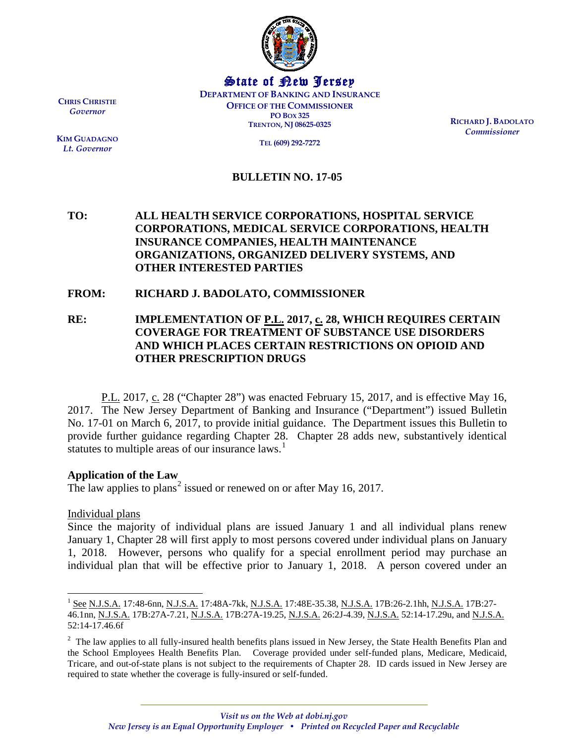# State of New Jersey

**DEPARTMENT OF BANKING AND INSURANCE**
**OFFICE OF THE COMMISSIONER**
**PO BOX 325**
**TRENTON, NJ 08625-0325**

**TEL (609) 292-7272**

**CHRIS CHRISTIE**
*Governor*

**KIM GUADAGNO**
*Lt. Governor*

**RICHARD J. BADOLATO**
*Commissioner*

## BULLETIN NO. 17-05

**TO:** ALL HEALTH SERVICE CORPORATIONS, HOSPITAL SERVICE CORPORATIONS, MEDICAL SERVICE CORPORATIONS, HEALTH INSURANCE COMPANIES, HEALTH MAINTENANCE ORGANIZATIONS, ORGANIZED DELIVERY SYSTEMS, AND OTHER INTERESTED PARTIES

**FROM:** RICHARD J. BADOLATO, COMMISSIONER

**RE:** IMPLEMENTATION OF P.L. 2017, c. 28, WHICH REQUIRES CERTAIN COVERAGE FOR TREATMENT OF SUBSTANCE USE DISORDERS AND WHICH PLACES CERTAIN RESTRICTIONS ON OPIOID AND OTHER PRESCRIPTION DRUGS

P.L. 2017, c. 28 ("Chapter 28") was enacted February 15, 2017, and is effective May 16, 2017. The New Jersey Department of Banking and Insurance ("Department") issued Bulletin No. 17-01 on March 6, 2017, to provide initial guidance. The Department issues this Bulletin to provide further guidance regarding Chapter 28. Chapter 28 adds new, substantively identical statutes to multiple areas of our insurance laws.[1]

**Application of the Law**

The law applies to plans[2] issued or renewed on or after May 16, 2017.

Individual plans

Since the majority of individual plans are issued January 1 and all individual plans renew January 1, Chapter 28 will first apply to most persons covered under individual plans on January 1, 2018. However, persons who qualify for a special enrollment period may purchase an individual plan that will be effective prior to January 1, 2018. A person covered under an

---

[1] See N.J.S.A. 17:48-6nn, N.J.S.A. 17:48A-7kk, N.J.S.A. 17:48E-35.38, N.J.S.A. 17B:26-2.1hh, N.J.S.A. 17B:27-46.1nn, N.J.S.A. 17B:27A-7.21, N.J.S.A. 17B:27A-19.25, N.J.S.A. 26:2J-4.39, N.J.S.A. 52:14-17.29u, and N.J.S.A. 52:14-17.46.6f

[2] The law applies to all fully-insured health benefits plans issued in New Jersey, the State Health Benefits Plan and the School Employees Health Benefits Plan. Coverage provided under self-funded plans, Medicare, Medicaid, Tricare, and out-of-state plans is not subject to the requirements of Chapter 28. ID cards issued in New Jersey are required to state whether the coverage is fully-insured or self-funded.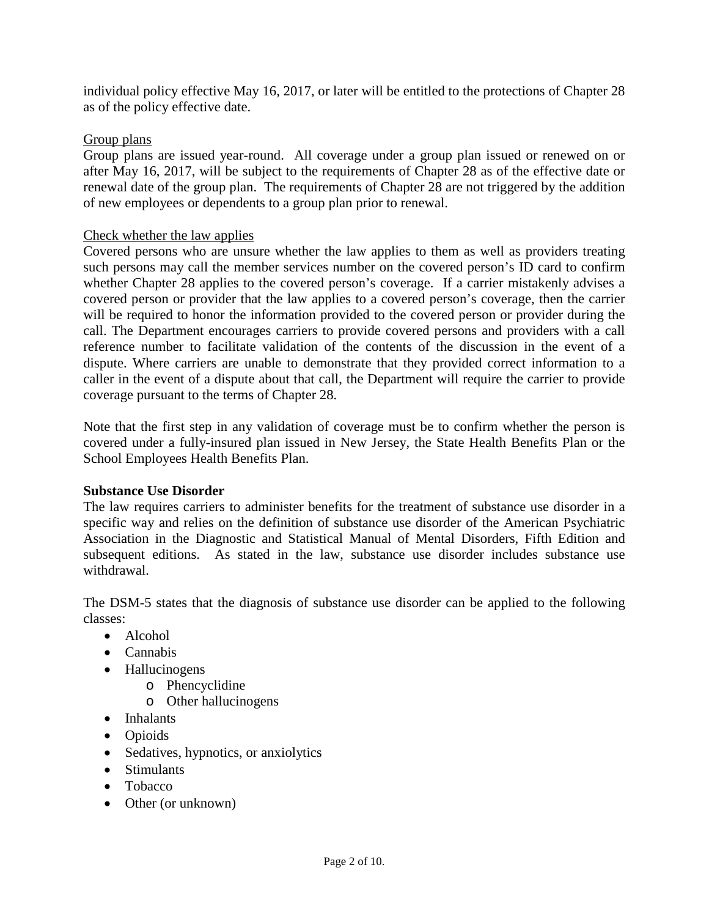individual policy effective May 16, 2017, or later will be entitled to the protections of Chapter 28 as of the policy effective date.

<u>Group plans</u>

Group plans are issued year-round. All coverage under a group plan issued or renewed on or after May 16, 2017, will be subject to the requirements of Chapter 28 as of the effective date or renewal date of the group plan. The requirements of Chapter 28 are not triggered by the addition of new employees or dependents to a group plan prior to renewal.

<u>Check whether the law applies</u>

Covered persons who are unsure whether the law applies to them as well as providers treating such persons may call the member services number on the covered person's ID card to confirm whether Chapter 28 applies to the covered person's coverage. If a carrier mistakenly advises a covered person or provider that the law applies to a covered person's coverage, then the carrier will be required to honor the information provided to the covered person or provider during the call. The Department encourages carriers to provide covered persons and providers with a call reference number to facilitate validation of the contents of the discussion in the event of a dispute. Where carriers are unable to demonstrate that they provided correct information to a caller in the event of a dispute about that call, the Department will require the carrier to provide coverage pursuant to the terms of Chapter 28.

Note that the first step in any validation of coverage must be to confirm whether the person is covered under a fully-insured plan issued in New Jersey, the State Health Benefits Plan or the School Employees Health Benefits Plan.

**Substance Use Disorder**

The law requires carriers to administer benefits for the treatment of substance use disorder in a specific way and relies on the definition of substance use disorder of the American Psychiatric Association in the Diagnostic and Statistical Manual of Mental Disorders, Fifth Edition and subsequent editions. As stated in the law, substance use disorder includes substance use withdrawal.

The DSM-5 states that the diagnosis of substance use disorder can be applied to the following classes:

- Alcohol
- Cannabis
- Hallucinogens
    - Phencyclidine
    - Other hallucinogens
- Inhalants
- Opioids
- Sedatives, hypnotics, or anxiolytics
- Stimulants
- Tobacco
- Other (or unknown)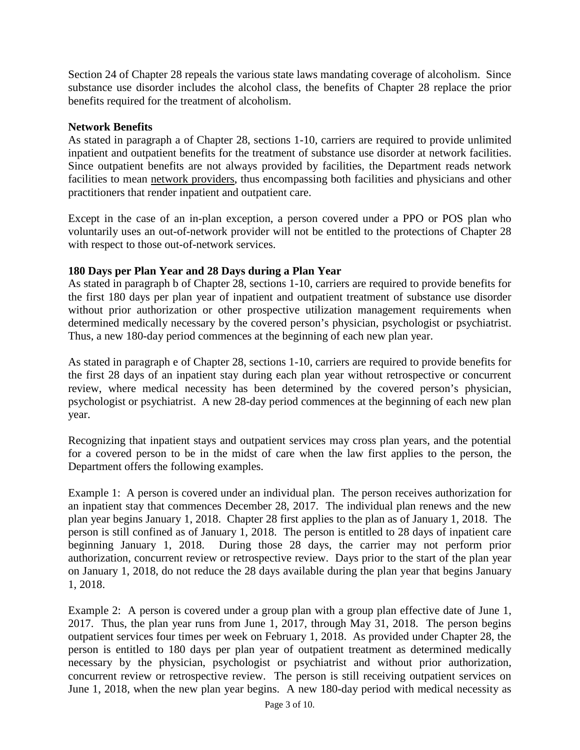Section 24 of Chapter 28 repeals the various state laws mandating coverage of alcoholism. Since substance use disorder includes the alcohol class, the benefits of Chapter 28 replace the prior benefits required for the treatment of alcoholism.

**Network Benefits**

As stated in paragraph a of Chapter 28, sections 1-10, carriers are required to provide unlimited inpatient and outpatient benefits for the treatment of substance use disorder at network facilities. Since outpatient benefits are not always provided by facilities, the Department reads network facilities to mean network providers, thus encompassing both facilities and physicians and other practitioners that render inpatient and outpatient care.

Except in the case of an in-plan exception, a person covered under a PPO or POS plan who voluntarily uses an out-of-network provider will not be entitled to the protections of Chapter 28 with respect to those out-of-network services.

**180 Days per Plan Year and 28 Days during a Plan Year**

As stated in paragraph b of Chapter 28, sections 1-10, carriers are required to provide benefits for the first 180 days per plan year of inpatient and outpatient treatment of substance use disorder without prior authorization or other prospective utilization management requirements when determined medically necessary by the covered person's physician, psychologist or psychiatrist. Thus, a new 180-day period commences at the beginning of each new plan year.

As stated in paragraph e of Chapter 28, sections 1-10, carriers are required to provide benefits for the first 28 days of an inpatient stay during each plan year without retrospective or concurrent review, where medical necessity has been determined by the covered person's physician, psychologist or psychiatrist. A new 28-day period commences at the beginning of each new plan year.

Recognizing that inpatient stays and outpatient services may cross plan years, and the potential for a covered person to be in the midst of care when the law first applies to the person, the Department offers the following examples.

Example 1: A person is covered under an individual plan. The person receives authorization for an inpatient stay that commences December 28, 2017. The individual plan renews and the new plan year begins January 1, 2018. Chapter 28 first applies to the plan as of January 1, 2018. The person is still confined as of January 1, 2018. The person is entitled to 28 days of inpatient care beginning January 1, 2018. During those 28 days, the carrier may not perform prior authorization, concurrent review or retrospective review. Days prior to the start of the plan year on January 1, 2018, do not reduce the 28 days available during the plan year that begins January 1, 2018.

Example 2: A person is covered under a group plan with a group plan effective date of June 1, 2017. Thus, the plan year runs from June 1, 2017, through May 31, 2018. The person begins outpatient services four times per week on February 1, 2018. As provided under Chapter 28, the person is entitled to 180 days per plan year of outpatient treatment as determined medically necessary by the physician, psychologist or psychiatrist and without prior authorization, concurrent review or retrospective review. The person is still receiving outpatient services on June 1, 2018, when the new plan year begins. A new 180-day period with medical necessity as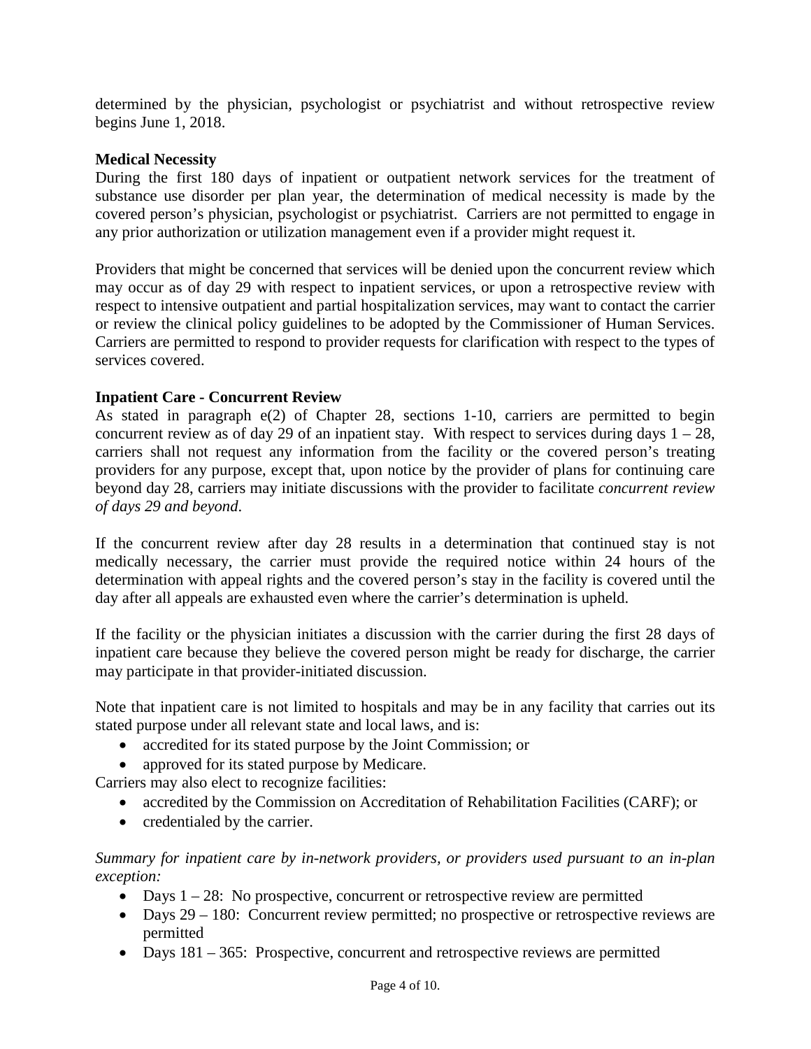determined by the physician, psychologist or psychiatrist and without retrospective review begins June 1, 2018.

**Medical Necessity**

During the first 180 days of inpatient or outpatient network services for the treatment of substance use disorder per plan year, the determination of medical necessity is made by the covered person's physician, psychologist or psychiatrist. Carriers are not permitted to engage in any prior authorization or utilization management even if a provider might request it.

Providers that might be concerned that services will be denied upon the concurrent review which may occur as of day 29 with respect to inpatient services, or upon a retrospective review with respect to intensive outpatient and partial hospitalization services, may want to contact the carrier or review the clinical policy guidelines to be adopted by the Commissioner of Human Services. Carriers are permitted to respond to provider requests for clarification with respect to the types of services covered.

**Inpatient Care - Concurrent Review**

As stated in paragraph e(2) of Chapter 28, sections 1-10, carriers are permitted to begin concurrent review as of day 29 of an inpatient stay. With respect to services during days 1 – 28, carriers shall not request any information from the facility or the covered person's treating providers for any purpose, except that, upon notice by the provider of plans for continuing care beyond day 28, carriers may initiate discussions with the provider to facilitate *concurrent review of days 29 and beyond*.

If the concurrent review after day 28 results in a determination that continued stay is not medically necessary, the carrier must provide the required notice within 24 hours of the determination with appeal rights and the covered person's stay in the facility is covered until the day after all appeals are exhausted even where the carrier's determination is upheld.

If the facility or the physician initiates a discussion with the carrier during the first 28 days of inpatient care because they believe the covered person might be ready for discharge, the carrier may participate in that provider-initiated discussion.

Note that inpatient care is not limited to hospitals and may be in any facility that carries out its stated purpose under all relevant state and local laws, and is:

- accredited for its stated purpose by the Joint Commission; or
- approved for its stated purpose by Medicare.

Carriers may also elect to recognize facilities:

- accredited by the Commission on Accreditation of Rehabilitation Facilities (CARF); or
- credentialed by the carrier.

*Summary for inpatient care by in-network providers, or providers used pursuant to an in-plan exception:*

- Days 1 – 28: No prospective, concurrent or retrospective review are permitted
- Days 29 – 180: Concurrent review permitted; no prospective or retrospective reviews are permitted
- Days 181 – 365: Prospective, concurrent and retrospective reviews are permitted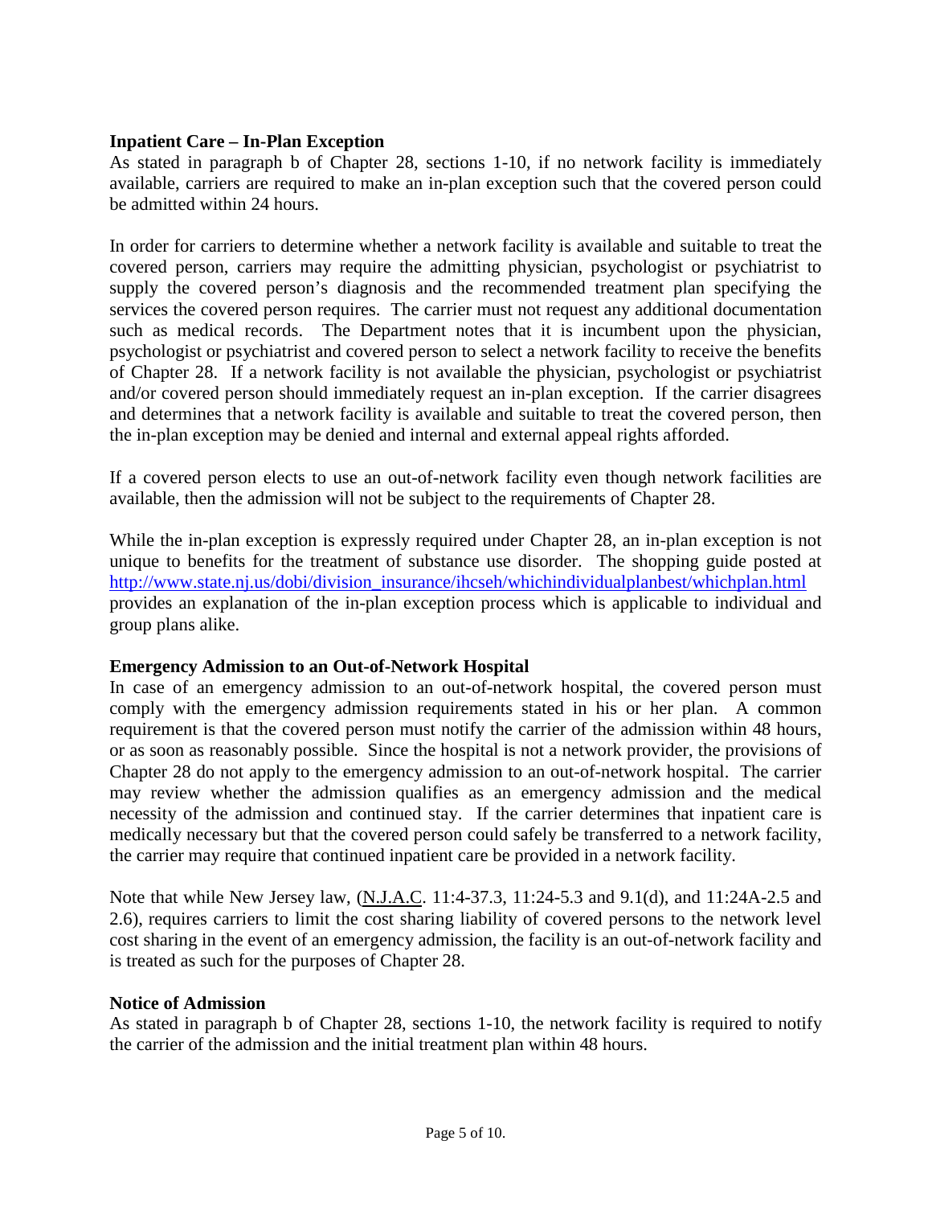**Inpatient Care – In-Plan Exception**

As stated in paragraph b of Chapter 28, sections 1-10, if no network facility is immediately available, carriers are required to make an in-plan exception such that the covered person could be admitted within 24 hours.

In order for carriers to determine whether a network facility is available and suitable to treat the covered person, carriers may require the admitting physician, psychologist or psychiatrist to supply the covered person's diagnosis and the recommended treatment plan specifying the services the covered person requires. The carrier must not request any additional documentation such as medical records. The Department notes that it is incumbent upon the physician, psychologist or psychiatrist and covered person to select a network facility to receive the benefits of Chapter 28. If a network facility is not available the physician, psychologist or psychiatrist and/or covered person should immediately request an in-plan exception. If the carrier disagrees and determines that a network facility is available and suitable to treat the covered person, then the in-plan exception may be denied and internal and external appeal rights afforded.

If a covered person elects to use an out-of-network facility even though network facilities are available, then the admission will not be subject to the requirements of Chapter 28.

While the in-plan exception is expressly required under Chapter 28, an in-plan exception is not unique to benefits for the treatment of substance use disorder. The shopping guide posted at http://www.state.nj.us/dobi/division_insurance/ihcseh/whichindividualplanbest/whichplan.html provides an explanation of the in-plan exception process which is applicable to individual and group plans alike.

**Emergency Admission to an Out-of-Network Hospital**

In case of an emergency admission to an out-of-network hospital, the covered person must comply with the emergency admission requirements stated in his or her plan. A common requirement is that the covered person must notify the carrier of the admission within 48 hours, or as soon as reasonably possible. Since the hospital is not a network provider, the provisions of Chapter 28 do not apply to the emergency admission to an out-of-network hospital. The carrier may review whether the admission qualifies as an emergency admission and the medical necessity of the admission and continued stay. If the carrier determines that inpatient care is medically necessary but that the covered person could safely be transferred to a network facility, the carrier may require that continued inpatient care be provided in a network facility.

Note that while New Jersey law, (N.J.A.C. 11:4-37.3, 11:24-5.3 and 9.1(d), and 11:24A-2.5 and 2.6), requires carriers to limit the cost sharing liability of covered persons to the network level cost sharing in the event of an emergency admission, the facility is an out-of-network facility and is treated as such for the purposes of Chapter 28.

**Notice of Admission**

As stated in paragraph b of Chapter 28, sections 1-10, the network facility is required to notify the carrier of the admission and the initial treatment plan within 48 hours.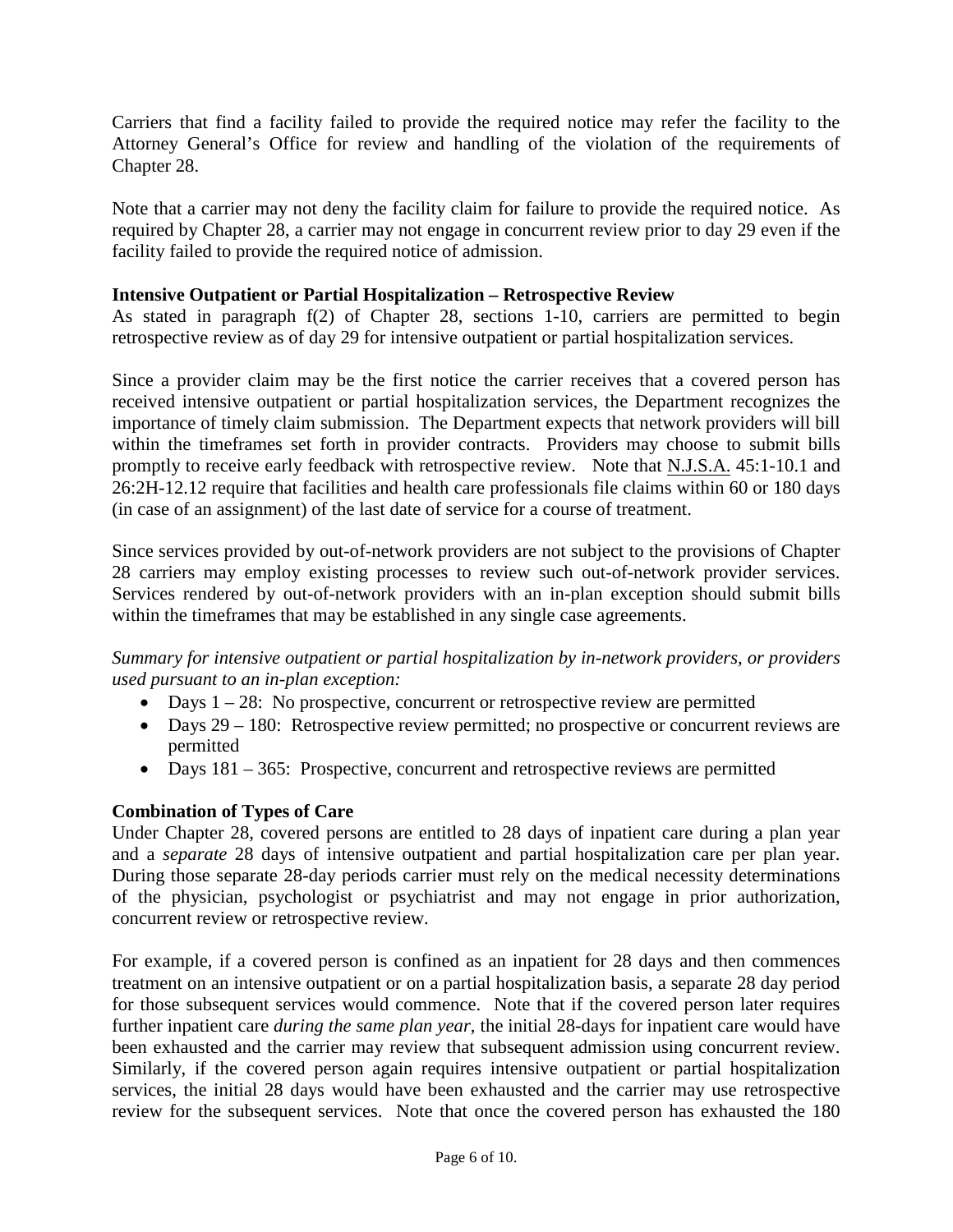Carriers that find a facility failed to provide the required notice may refer the facility to the Attorney General's Office for review and handling of the violation of the requirements of Chapter 28.

Note that a carrier may not deny the facility claim for failure to provide the required notice. As required by Chapter 28, a carrier may not engage in concurrent review prior to day 29 even if the facility failed to provide the required notice of admission.

**Intensive Outpatient or Partial Hospitalization – Retrospective Review**

As stated in paragraph f(2) of Chapter 28, sections 1-10, carriers are permitted to begin retrospective review as of day 29 for intensive outpatient or partial hospitalization services.

Since a provider claim may be the first notice the carrier receives that a covered person has received intensive outpatient or partial hospitalization services, the Department recognizes the importance of timely claim submission. The Department expects that network providers will bill within the timeframes set forth in provider contracts. Providers may choose to submit bills promptly to receive early feedback with retrospective review. Note that N.J.S.A. 45:1-10.1 and 26:2H-12.12 require that facilities and health care professionals file claims within 60 or 180 days (in case of an assignment) of the last date of service for a course of treatment.

Since services provided by out-of-network providers are not subject to the provisions of Chapter 28 carriers may employ existing processes to review such out-of-network provider services. Services rendered by out-of-network providers with an in-plan exception should submit bills within the timeframes that may be established in any single case agreements.

*Summary for intensive outpatient or partial hospitalization by in-network providers, or providers used pursuant to an in-plan exception:*

- Days 1 – 28: No prospective, concurrent or retrospective review are permitted
- Days 29 – 180: Retrospective review permitted; no prospective or concurrent reviews are permitted
- Days 181 – 365: Prospective, concurrent and retrospective reviews are permitted

**Combination of Types of Care**

Under Chapter 28, covered persons are entitled to 28 days of inpatient care during a plan year and a *separate* 28 days of intensive outpatient and partial hospitalization care per plan year. During those separate 28-day periods carrier must rely on the medical necessity determinations of the physician, psychologist or psychiatrist and may not engage in prior authorization, concurrent review or retrospective review.

For example, if a covered person is confined as an inpatient for 28 days and then commences treatment on an intensive outpatient or on a partial hospitalization basis, a separate 28 day period for those subsequent services would commence. Note that if the covered person later requires further inpatient care *during the same plan year*, the initial 28-days for inpatient care would have been exhausted and the carrier may review that subsequent admission using concurrent review. Similarly, if the covered person again requires intensive outpatient or partial hospitalization services, the initial 28 days would have been exhausted and the carrier may use retrospective review for the subsequent services. Note that once the covered person has exhausted the 180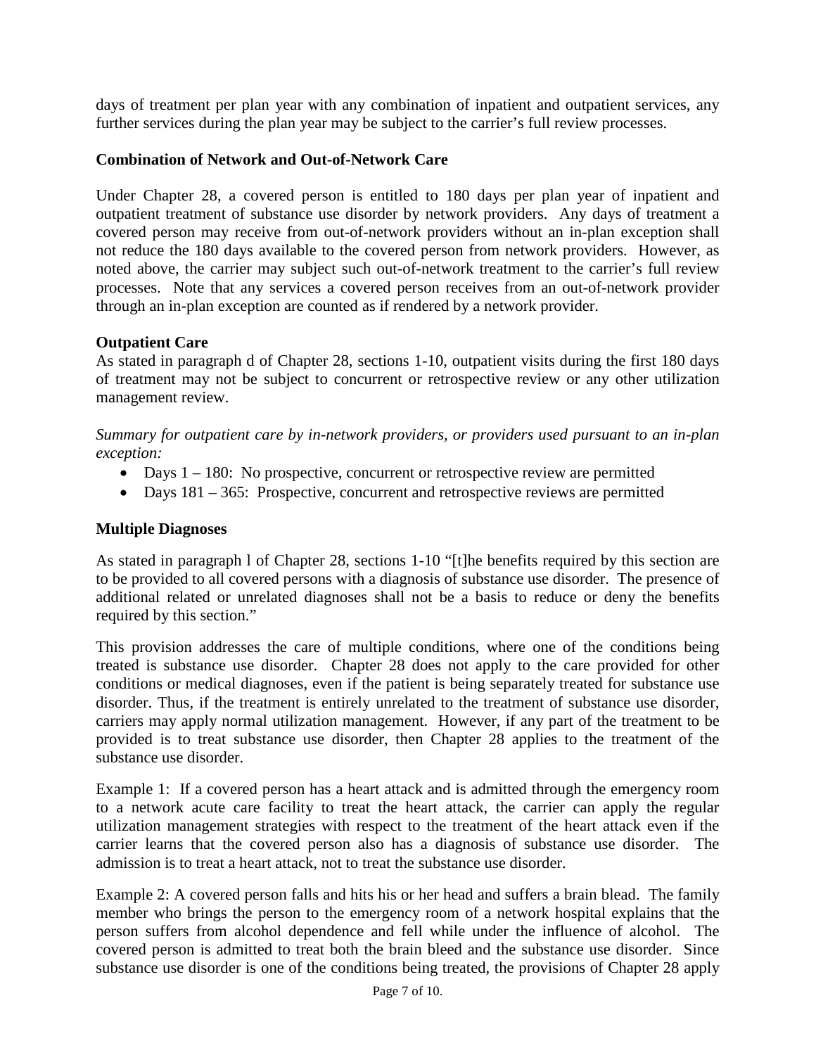days of treatment per plan year with any combination of inpatient and outpatient services, any further services during the plan year may be subject to the carrier's full review processes.

**Combination of Network and Out-of-Network Care**

Under Chapter 28, a covered person is entitled to 180 days per plan year of inpatient and outpatient treatment of substance use disorder by network providers. Any days of treatment a covered person may receive from out-of-network providers without an in-plan exception shall not reduce the 180 days available to the covered person from network providers. However, as noted above, the carrier may subject such out-of-network treatment to the carrier's full review processes. Note that any services a covered person receives from an out-of-network provider through an in-plan exception are counted as if rendered by a network provider.

**Outpatient Care**

As stated in paragraph d of Chapter 28, sections 1-10, outpatient visits during the first 180 days of treatment may not be subject to concurrent or retrospective review or any other utilization management review.

*Summary for outpatient care by in-network providers, or providers used pursuant to an in-plan exception:*

- Days 1 – 180: No prospective, concurrent or retrospective review are permitted
- Days 181 – 365: Prospective, concurrent and retrospective reviews are permitted

**Multiple Diagnoses**

As stated in paragraph l of Chapter 28, sections 1-10 "[t]he benefits required by this section are to be provided to all covered persons with a diagnosis of substance use disorder. The presence of additional related or unrelated diagnoses shall not be a basis to reduce or deny the benefits required by this section."

This provision addresses the care of multiple conditions, where one of the conditions being treated is substance use disorder. Chapter 28 does not apply to the care provided for other conditions or medical diagnoses, even if the patient is being separately treated for substance use disorder. Thus, if the treatment is entirely unrelated to the treatment of substance use disorder, carriers may apply normal utilization management. However, if any part of the treatment to be provided is to treat substance use disorder, then Chapter 28 applies to the treatment of the substance use disorder.

Example 1: If a covered person has a heart attack and is admitted through the emergency room to a network acute care facility to treat the heart attack, the carrier can apply the regular utilization management strategies with respect to the treatment of the heart attack even if the carrier learns that the covered person also has a diagnosis of substance use disorder. The admission is to treat a heart attack, not to treat the substance use disorder.

Example 2: A covered person falls and hits his or her head and suffers a brain blead. The family member who brings the person to the emergency room of a network hospital explains that the person suffers from alcohol dependence and fell while under the influence of alcohol. The covered person is admitted to treat both the brain bleed and the substance use disorder. Since substance use disorder is one of the conditions being treated, the provisions of Chapter 28 apply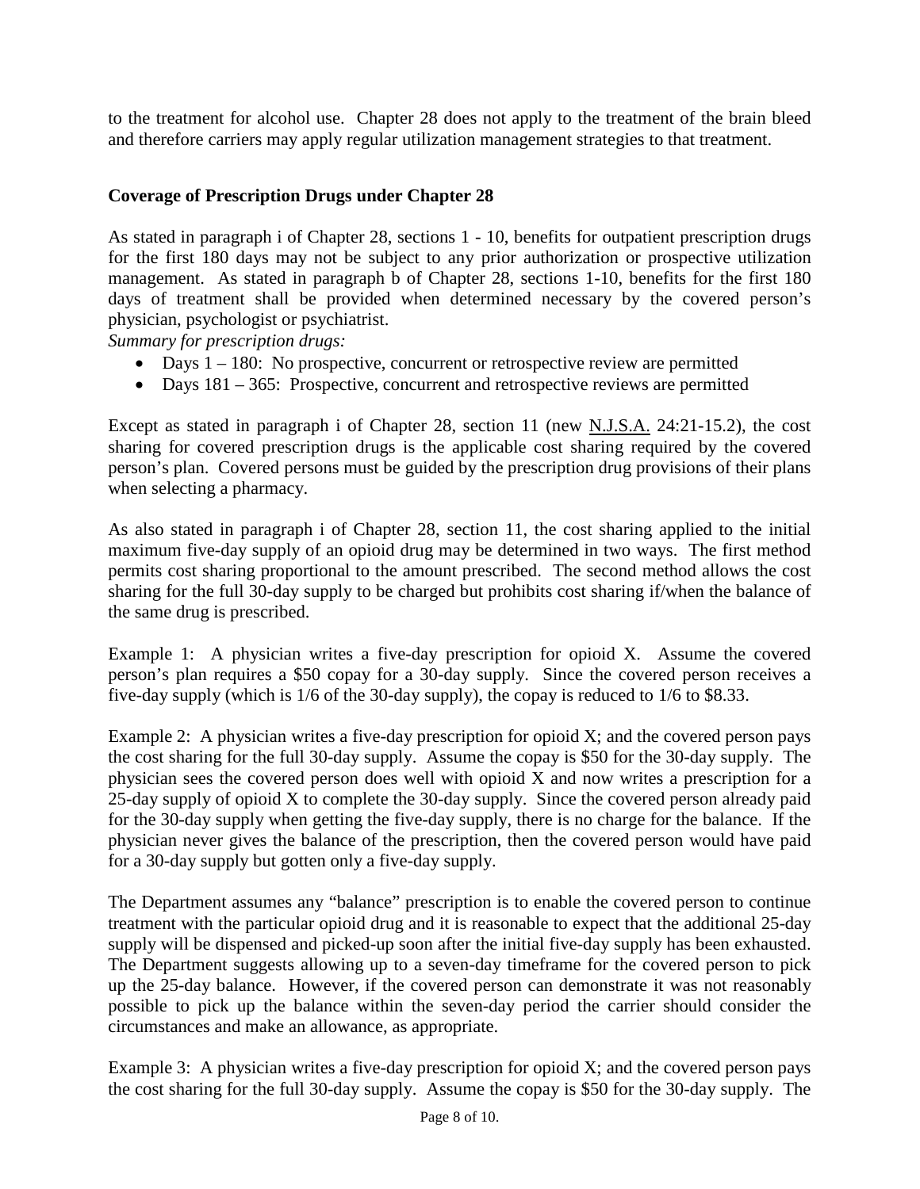to the treatment for alcohol use. Chapter 28 does not apply to the treatment of the brain bleed and therefore carriers may apply regular utilization management strategies to that treatment.

## Coverage of Prescription Drugs under Chapter 28

As stated in paragraph i of Chapter 28, sections 1 - 10, benefits for outpatient prescription drugs for the first 180 days may not be subject to any prior authorization or prospective utilization management. As stated in paragraph b of Chapter 28, sections 1-10, benefits for the first 180 days of treatment shall be provided when determined necessary by the covered person's physician, psychologist or psychiatrist.

*Summary for prescription drugs:*

- Days 1 – 180: No prospective, concurrent or retrospective review are permitted
- Days 181 – 365: Prospective, concurrent and retrospective reviews are permitted

Except as stated in paragraph i of Chapter 28, section 11 (new N.J.S.A. 24:21-15.2), the cost sharing for covered prescription drugs is the applicable cost sharing required by the covered person's plan. Covered persons must be guided by the prescription drug provisions of their plans when selecting a pharmacy.

As also stated in paragraph i of Chapter 28, section 11, the cost sharing applied to the initial maximum five-day supply of an opioid drug may be determined in two ways. The first method permits cost sharing proportional to the amount prescribed. The second method allows the cost sharing for the full 30-day supply to be charged but prohibits cost sharing if/when the balance of the same drug is prescribed.

Example 1: A physician writes a five-day prescription for opioid X. Assume the covered person's plan requires a $50 copay for a 30-day supply. Since the covered person receives a five-day supply (which is 1/6 of the 30-day supply), the copay is reduced to 1/6 to $8.33.

Example 2: A physician writes a five-day prescription for opioid X; and the covered person pays the cost sharing for the full 30-day supply. Assume the copay is $50 for the 30-day supply. The physician sees the covered person does well with opioid X and now writes a prescription for a 25-day supply of opioid X to complete the 30-day supply. Since the covered person already paid for the 30-day supply when getting the five-day supply, there is no charge for the balance. If the physician never gives the balance of the prescription, then the covered person would have paid for a 30-day supply but gotten only a five-day supply.

The Department assumes any "balance" prescription is to enable the covered person to continue treatment with the particular opioid drug and it is reasonable to expect that the additional 25-day supply will be dispensed and picked-up soon after the initial five-day supply has been exhausted. The Department suggests allowing up to a seven-day timeframe for the covered person to pick up the 25-day balance. However, if the covered person can demonstrate it was not reasonably possible to pick up the balance within the seven-day period the carrier should consider the circumstances and make an allowance, as appropriate.

Example 3: A physician writes a five-day prescription for opioid X; and the covered person pays the cost sharing for the full 30-day supply. Assume the copay is $50 for the 30-day supply. The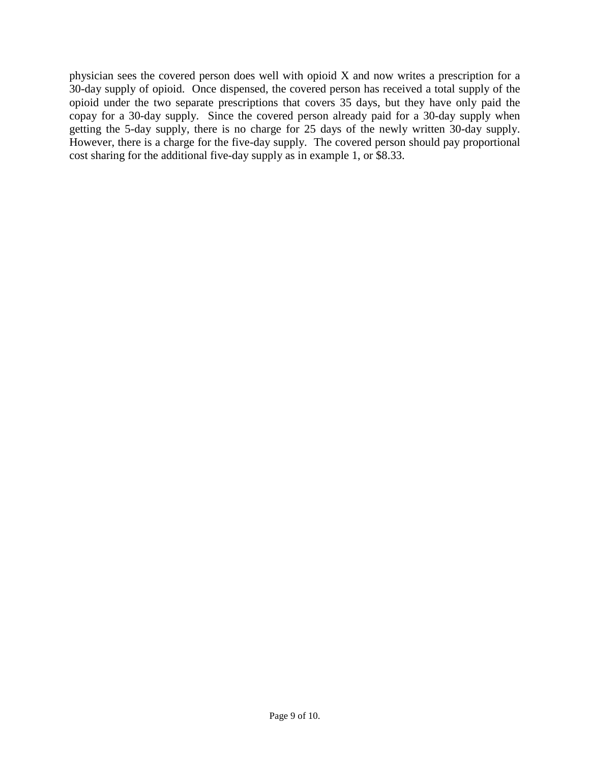physician sees the covered person does well with opioid X and now writes a prescription for a 30-day supply of opioid. Once dispensed, the covered person has received a total supply of the opioid under the two separate prescriptions that covers 35 days, but they have only paid the copay for a 30-day supply. Since the covered person already paid for a 30-day supply when getting the 5-day supply, there is no charge for 25 days of the newly written 30-day supply. However, there is a charge for the five-day supply. The covered person should pay proportional cost sharing for the additional five-day supply as in example 1, or $8.33.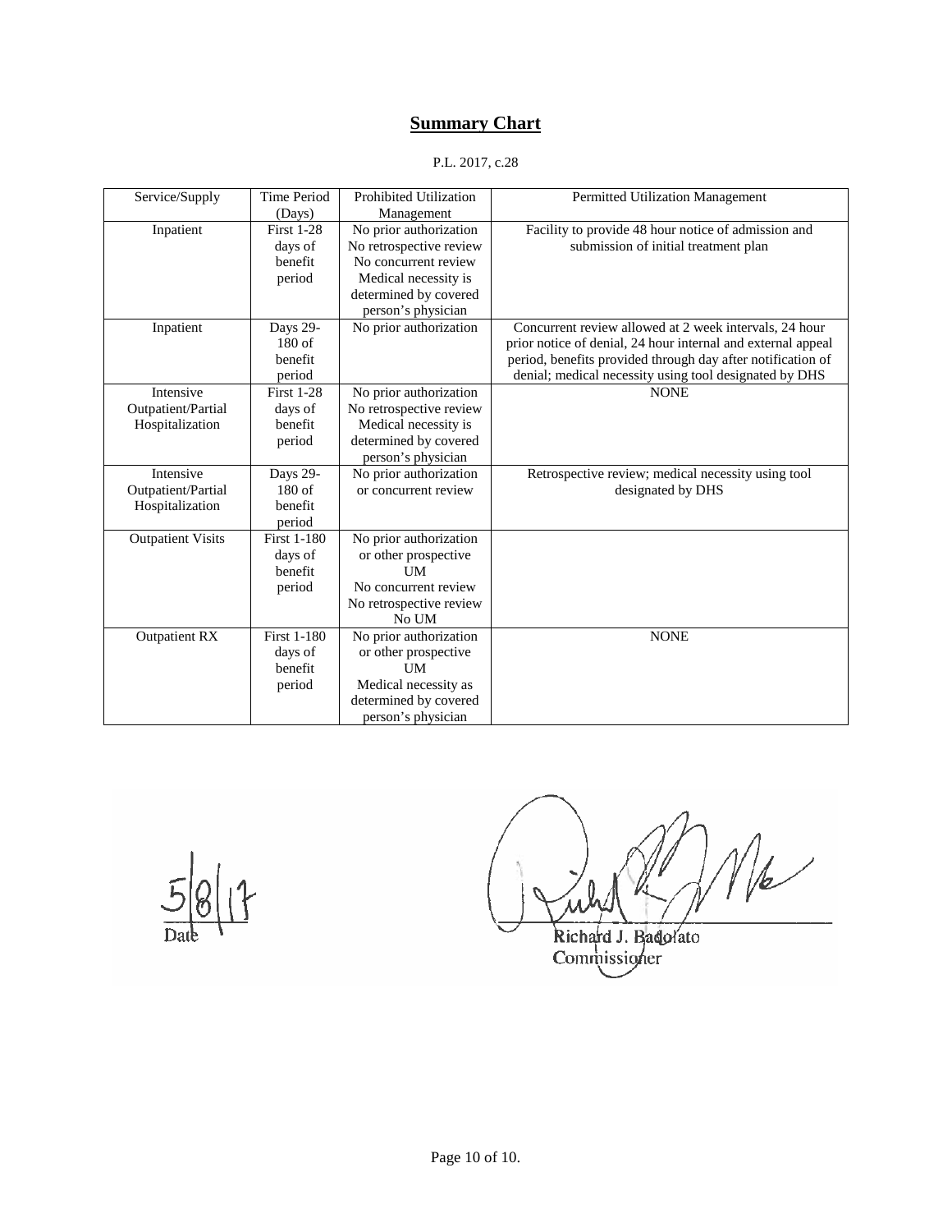## **Summary Chart**

P.L. 2017, c.28

| Service/Supply | Time Period (Days) | Prohibited Utilization Management | Permitted Utilization Management |
|---|---|---|---|
| Inpatient | First 1-28 days of benefit period | No prior authorization<br>No retrospective review<br>No concurrent review<br>Medical necessity is determined by covered person's physician | Facility to provide 48 hour notice of admission and submission of initial treatment plan |
| Inpatient | Days 29-180 of benefit period | No prior authorization | Concurrent review allowed at 2 week intervals, 24 hour prior notice of denial, 24 hour internal and external appeal period, benefits provided through day after notification of denial; medical necessity using tool designated by DHS |
| Intensive Outpatient/Partial Hospitalization | First 1-28 days of benefit period | No prior authorization<br>No retrospective review<br>Medical necessity is determined by covered person's physician | NONE |
| Intensive Outpatient/Partial Hospitalization | Days 29-180 of benefit period | No prior authorization or concurrent review | Retrospective review; medical necessity using tool designated by DHS |
| Outpatient Visits | First 1-180 days of benefit period | No prior authorization or other prospective UM<br>No concurrent review<br>No retrospective review<br>No UM | |
| Outpatient RX | First 1-180 days of benefit period | No prior authorization or other prospective UM<br>Medical necessity as determined by covered person's physician | NONE |

5/8/17
Date

Richard J. Badolato
Commissioner